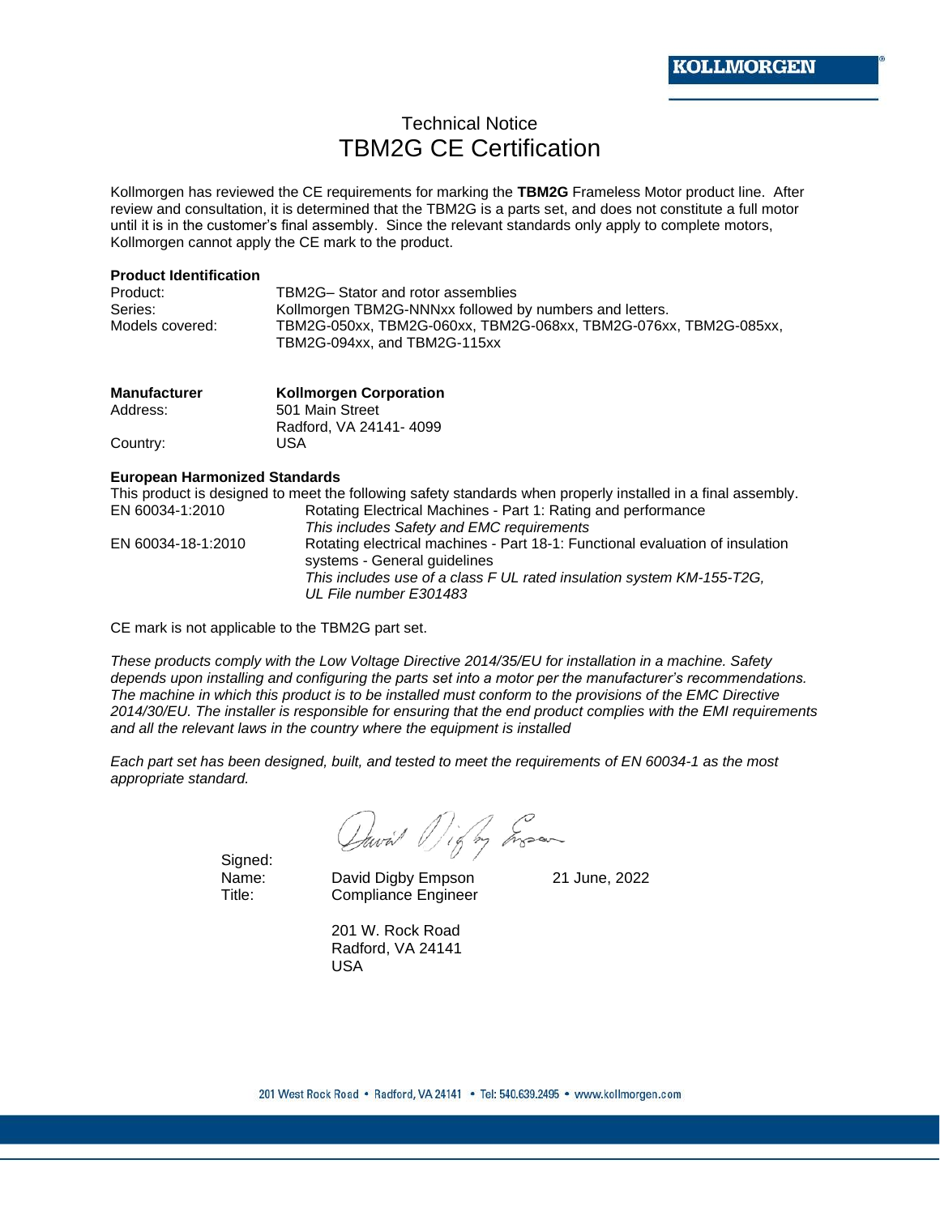# Technical Notice
## TBM2G CE Certification

Kollmorgen has reviewed the CE requirements for marking the **TBM2G** Frameless Motor product line. After review and consultation, it is determined that the TBM2G is a parts set, and does not constitute a full motor until it is in the customer's final assembly. Since the relevant standards only apply to complete motors, Kollmorgen cannot apply the CE mark to the product.

**Product Identification**

| | |
|---|---|
| Product: | TBM2G– Stator and rotor assemblies |
| Series: | Kollmorgen TBM2G-NNNxx followed by numbers and letters. |
| Models covered: | TBM2G-050xx, TBM2G-060xx, TBM2G-068xx, TBM2G-076xx, TBM2G-085xx, TBM2G-094xx, and TBM2G-115xx |

| **Manufacturer** | **Kollmorgen Corporation** |
|---|---|
| Address: | 501 Main Street<br>Radford, VA 24141- 4099 |
| Country: | USA |

**European Harmonized Standards**

This product is designed to meet the following safety standards when properly installed in a final assembly.

| | |
|---|---|
| EN 60034-1:2010 | Rotating Electrical Machines - Part 1: Rating and performance<br>*This includes Safety and EMC requirements* |
| EN 60034-18-1:2010 | Rotating electrical machines - Part 18-1: Functional evaluation of insulation systems - General guidelines<br>*This includes use of a class F UL rated insulation system KM-155-T2G, UL File number E301483* |

CE mark is not applicable to the TBM2G part set.

*These products comply with the Low Voltage Directive 2014/35/EU for installation in a machine. Safety depends upon installing and configuring the parts set into a motor per the manufacturer's recommendations. The machine in which this product is to be installed must conform to the provisions of the EMC Directive 2014/30/EU. The installer is responsible for ensuring that the end product complies with the EMI requirements and all the relevant laws in the country where the equipment is installed*

*Each part set has been designed, built, and tested to meet the requirements of EN 60034-1 as the most appropriate standard.*

Signed:
Name: David Digby Empson 21 June, 2022
Title: Compliance Engineer

201 W. Rock Road
Radford, VA 24141
USA

201 West Rock Road • Radford, VA 24141 • Tel: 540.639.2495 • www.kollmorgen.com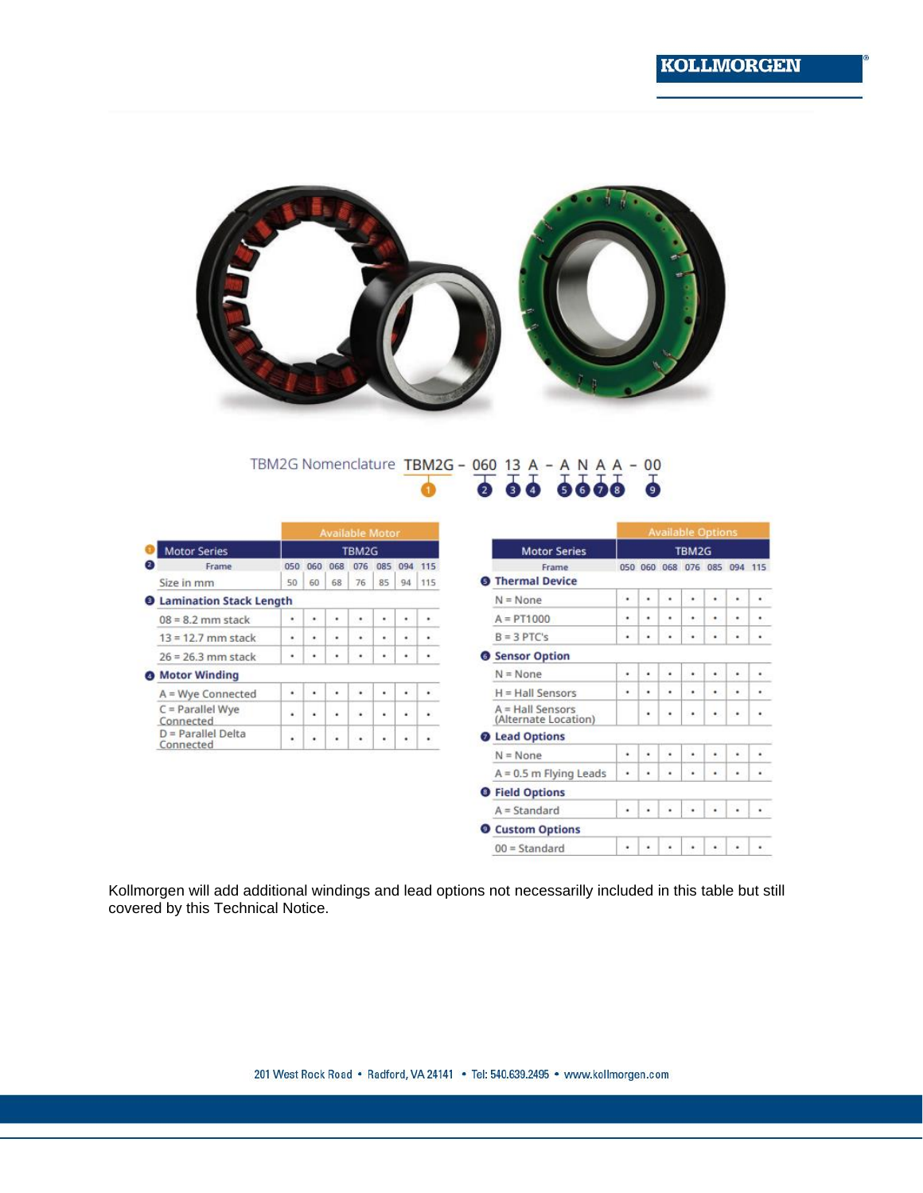TBM2G Nomenclature TBM2G – 060 13 A – A N A A – 00

(1) TBM2G, (2) 060, (3) 13, (4) A, (5) A, (6) N, (7) A, (8) A, (9) 00

| | Available Motor | | | | | | |
|---|---|---|---|---|---|---|---|
| ❶ Motor Series | TBM2G | | | | | | |
| ❷ Frame | 050 | 060 | 068 | 076 | 085 | 094 | 115 |
| Size in mm | 50 | 60 | 68 | 76 | 85 | 94 | 115 |
| **❸ Lamination Stack Length** | | | | | | | |
| 08 = 8.2 mm stack | • | • | • | • | • | • | • |
| 13 = 12.7 mm stack | • | • | • | • | • | • | • |
| 26 = 26.3 mm stack | • | • | • | • | • | • | • |
| **❹ Motor Winding** | | | | | | | |
| A = Wye Connected | • | • | • | • | • | • | • |
| C = Parallel Wye Connected | • | • | • | • | • | • | • |
| D = Parallel Delta Connected | • | • | • | • | • | • | • |

| | Available Options | | | | | | |
|---|---|---|---|---|---|---|---|
| Motor Series | TBM2G | | | | | | |
| Frame | 050 | 060 | 068 | 076 | 085 | 094 | 115 |
| **❺ Thermal Device** | | | | | | | |
| N = None | • | • | • | • | • | • | • |
| A = PT1000 | • | • | • | • | • | • | • |
| B = 3 PTC's | • | • | • | • | • | • | • |
| **❻ Sensor Option** | | | | | | | |
| N = None | • | • | • | • | • | • | • |
| H = Hall Sensors | • | • | • | • | • | • | • |
| A = Hall Sensors (Alternate Location) | | • | • | • | • | • | • |
| **❼ Lead Options** | | | | | | | |
| N = None | • | • | • | • | • | • | • |
| A = 0.5 m Flying Leads | • | • | • | • | • | • | • |
| **❽ Field Options** | | | | | | | |
| A = Standard | • | • | • | • | • | • | • |
| **❾ Custom Options** | | | | | | | |
| 00 = Standard | • | • | • | • | • | • | • |

Kollmorgen will add additional windings and lead options not necessarilly included in this table but still covered by this Technical Notice.